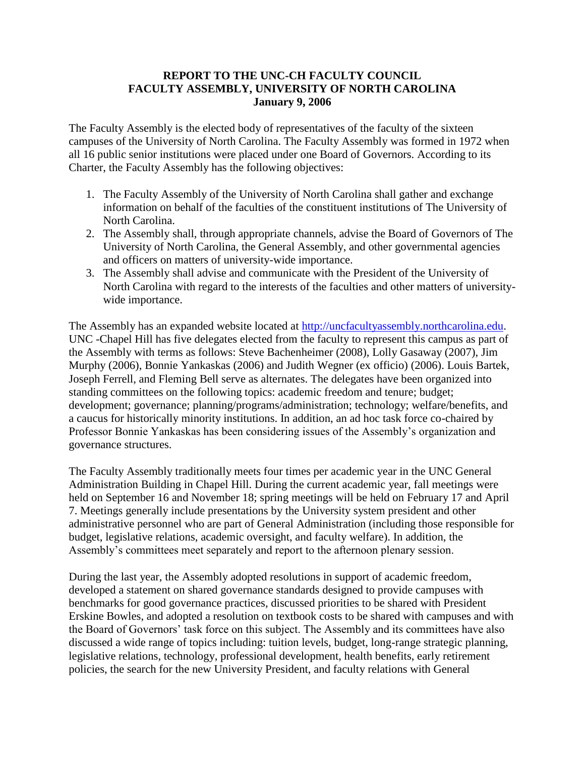**REPORT TO THE UNC-CH FACULTY COUNCIL**
**FACULTY ASSEMBLY, UNIVERSITY OF NORTH CAROLINA**
**January 9, 2006**

The Faculty Assembly is the elected body of representatives of the faculty of the sixteen campuses of the University of North Carolina. The Faculty Assembly was formed in 1972 when all 16 public senior institutions were placed under one Board of Governors. According to its Charter, the Faculty Assembly has the following objectives:

1. The Faculty Assembly of the University of North Carolina shall gather and exchange information on behalf of the faculties of the constituent institutions of The University of North Carolina.
2. The Assembly shall, through appropriate channels, advise the Board of Governors of The University of North Carolina, the General Assembly, and other governmental agencies and officers on matters of university-wide importance.
3. The Assembly shall advise and communicate with the President of the University of North Carolina with regard to the interests of the faculties and other matters of university-wide importance.

The Assembly has an expanded website located at [http://uncfacultyassembly.northcarolina.edu](http://uncfacultyassembly.northcarolina.edu). UNC -Chapel Hill has five delegates elected from the faculty to represent this campus as part of the Assembly with terms as follows: Steve Bachenheimer (2008), Lolly Gasaway (2007), Jim Murphy (2006), Bonnie Yankaskas (2006) and Judith Wegner (ex officio) (2006). Louis Bartek, Joseph Ferrell, and Fleming Bell serve as alternates. The delegates have been organized into standing committees on the following topics: academic freedom and tenure; budget; development; governance; planning/programs/administration; technology; welfare/benefits, and a caucus for historically minority institutions. In addition, an ad hoc task force co-chaired by Professor Bonnie Yankaskas has been considering issues of the Assembly's organization and governance structures.

The Faculty Assembly traditionally meets four times per academic year in the UNC General Administration Building in Chapel Hill. During the current academic year, fall meetings were held on September 16 and November 18; spring meetings will be held on February 17 and April 7. Meetings generally include presentations by the University system president and other administrative personnel who are part of General Administration (including those responsible for budget, legislative relations, academic oversight, and faculty welfare). In addition, the Assembly's committees meet separately and report to the afternoon plenary session.

During the last year, the Assembly adopted resolutions in support of academic freedom, developed a statement on shared governance standards designed to provide campuses with benchmarks for good governance practices, discussed priorities to be shared with President Erskine Bowles, and adopted a resolution on textbook costs to be shared with campuses and with the Board of Governors' task force on this subject. The Assembly and its committees have also discussed a wide range of topics including: tuition levels, budget, long-range strategic planning, legislative relations, technology, professional development, health benefits, early retirement policies, the search for the new University President, and faculty relations with General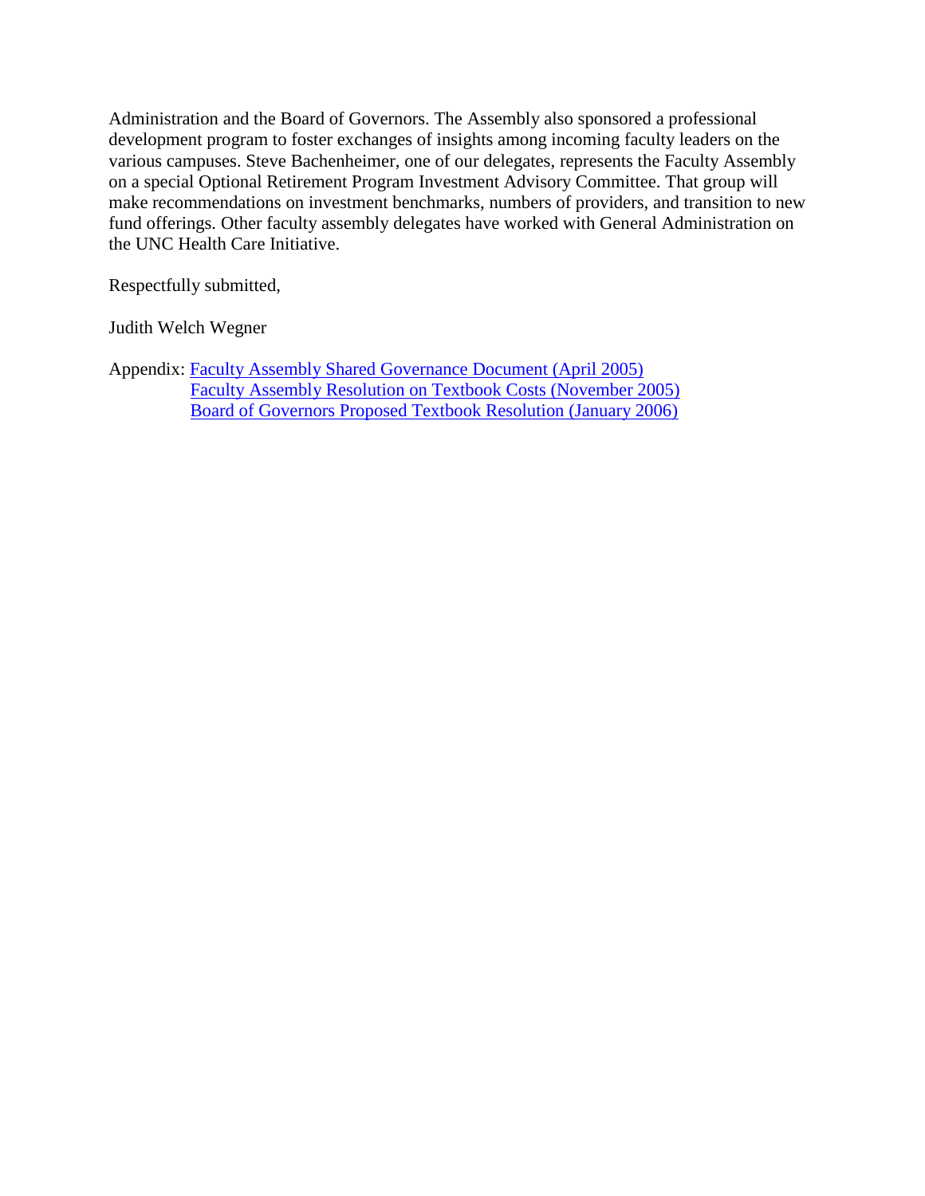Administration and the Board of Governors. The Assembly also sponsored a professional development program to foster exchanges of insights among incoming faculty leaders on the various campuses. Steve Bachenheimer, one of our delegates, represents the Faculty Assembly on a special Optional Retirement Program Investment Advisory Committee. That group will make recommendations on investment benchmarks, numbers of providers, and transition to new fund offerings. Other faculty assembly delegates have worked with General Administration on the UNC Health Care Initiative.

Respectfully submitted,

Judith Welch Wegner

Appendix: Faculty Assembly Shared Governance Document (April 2005)
Faculty Assembly Resolution on Textbook Costs (November 2005)
Board of Governors Proposed Textbook Resolution (January 2006)